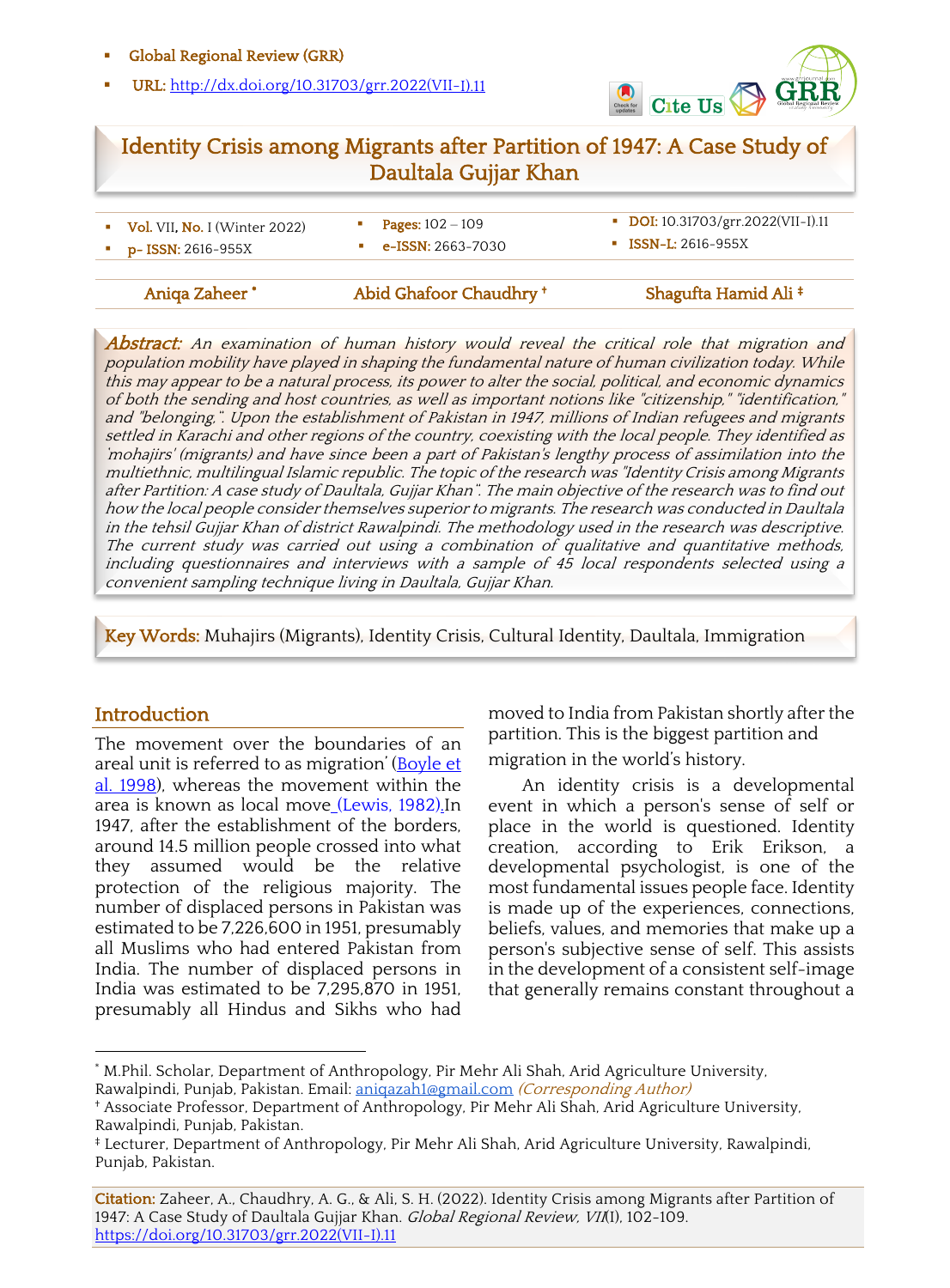- **Global Regional Review (GRR)**
- **URL:** http://dx.doi.org/10.31703/grr.2022(VII-I).11

# Identity Crisis among Migrants after Partition of 1947: A Case Study of Daultala Gujjar Khan

- **Vol.** VII, **No.** I (Winter 2022)
- **p- ISSN:** 2616-955X
- **Pages:** 102 – 109
- **e-ISSN:** 2663-7030
- **DOI:** 10.31703/grr.2022(VII-I).11
- **ISSN-L:** 2616-955X

**Aniqa Zaheer** [*] **Abid Ghafoor Chaudhry** [†] **Shagufta Hamid Ali** [‡]

**Abstract:** *An examination of human history would reveal the critical role that migration and population mobility have played in shaping the fundamental nature of human civilization today. While this may appear to be a natural process, its power to alter the social, political, and economic dynamics of both the sending and host countries, as well as important notions like "citizenship," "identification," and "belonging,". Upon the establishment of Pakistan in 1947, millions of Indian refugees and migrants settled in Karachi and other regions of the country, coexisting with the local people. They identified as 'mohajirs' (migrants) and have since been a part of Pakistan's lengthy process of assimilation into the multiethnic, multilingual Islamic republic. The topic of the research was "Identity Crisis among Migrants after Partition: A case study of Daultala, Gujjar Khan". The main objective of the research was to find out how the local people consider themselves superior to migrants. The research was conducted in Daultala in the tehsil Gujjar Khan of district Rawalpindi. The methodology used in the research was descriptive. The current study was carried out using a combination of qualitative and quantitative methods, including questionnaires and interviews with a sample of 45 local respondents selected using a convenient sampling technique living in Daultala, Gujjar Khan.*

**Key Words:** Muhajirs (Migrants), Identity Crisis, Cultural Identity, Daultala, Immigration

## Introduction

The movement over the boundaries of an areal unit is referred to as migration' (Boyle et al. 1998), whereas the movement within the area is known as local move (Lewis, 1982). In 1947, after the establishment of the borders, around 14.5 million people crossed into what they assumed would be the relative protection of the religious majority. The number of displaced persons in Pakistan was estimated to be 7,226,600 in 1951, presumably all Muslims who had entered Pakistan from India. The number of displaced persons in India was estimated to be 7,295,870 in 1951, presumably all Hindus and Sikhs who had moved to India from Pakistan shortly after the partition. This is the biggest partition and migration in the world's history.

An identity crisis is a developmental event in which a person's sense of self or place in the world is questioned. Identity creation, according to Erik Erikson, a developmental psychologist, is one of the most fundamental issues people face. Identity is made up of the experiences, connections, beliefs, values, and memories that make up a person's subjective sense of self. This assists in the development of a consistent self-image that generally remains constant throughout a

---

[*] M.Phil. Scholar, Department of Anthropology, Pir Mehr Ali Shah, Arid Agriculture University, Rawalpindi, Punjab, Pakistan. Email: aniqazah1@gmail.com *(Corresponding Author)*
[†] Associate Professor, Department of Anthropology, Pir Mehr Ali Shah, Arid Agriculture University, Rawalpindi, Punjab, Pakistan.
[‡] Lecturer, Department of Anthropology, Pir Mehr Ali Shah, Arid Agriculture University, Rawalpindi, Punjab, Pakistan.

**Citation:** Zaheer, A., Chaudhry, A. G., & Ali, S. H. (2022). Identity Crisis among Migrants after Partition of 1947: A Case Study of Daultala Gujjar Khan. *Global Regional Review, VII*(I), 102-109. https://doi.org/10.31703/grr.2022(VII-I).11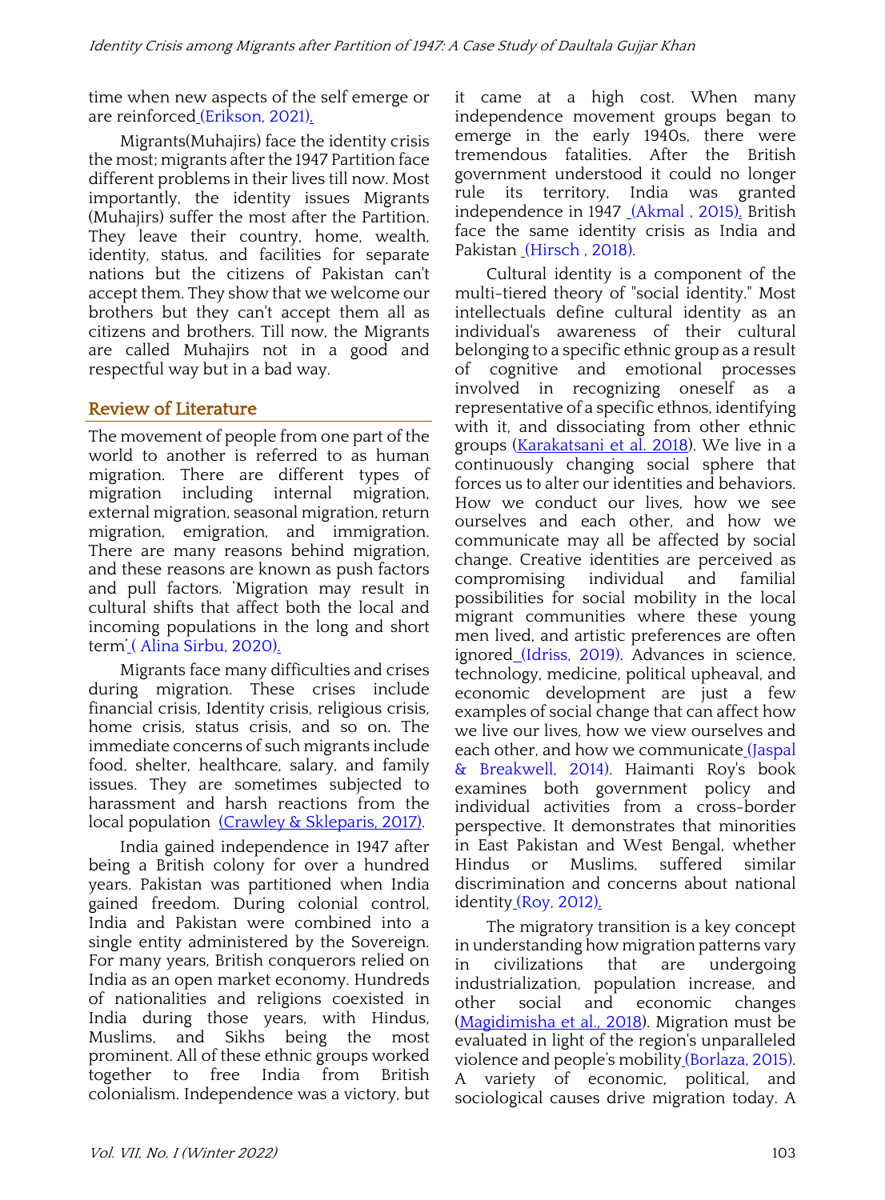time when new aspects of the self emerge or are reinforced (Erikson, 2021).

Migrants(Muhajirs) face the identity crisis the most; migrants after the 1947 Partition face different problems in their lives till now. Most importantly, the identity issues Migrants (Muhajirs) suffer the most after the Partition. They leave their country, home, wealth, identity, status, and facilities for separate nations but the citizens of Pakistan can't accept them. They show that we welcome our brothers but they can't accept them all as citizens and brothers. Till now, the Migrants are called Muhajirs not in a good and respectful way but in a bad way.

## Review of Literature

The movement of people from one part of the world to another is referred to as human migration. There are different types of migration including internal migration, external migration, seasonal migration, return migration, emigration, and immigration. There are many reasons behind migration, and these reasons are known as push factors and pull factors. 'Migration may result in cultural shifts that affect both the local and incoming populations in the long and short term' ( Alina Sirbu, 2020).

Migrants face many difficulties and crises during migration. These crises include financial crisis, Identity crisis, religious crisis, home crisis, status crisis, and so on. The immediate concerns of such migrants include food, shelter, healthcare, salary, and family issues. They are sometimes subjected to harassment and harsh reactions from the local population (Crawley & Skleparis, 2017).

India gained independence in 1947 after being a British colony for over a hundred years. Pakistan was partitioned when India gained freedom. During colonial control, India and Pakistan were combined into a single entity administered by the Sovereign. For many years, British conquerors relied on India as an open market economy. Hundreds of nationalities and religions coexisted in India during those years, with Hindus, Muslims, and Sikhs being the most prominent. All of these ethnic groups worked together to free India from British colonialism. Independence was a victory, but it came at a high cost. When many independence movement groups began to emerge in the early 1940s, there were tremendous fatalities. After the British government understood it could no longer rule its territory, India was granted independence in 1947 (Akmal , 2015). British face the same identity crisis as India and Pakistan (Hirsch , 2018).

Cultural identity is a component of the multi-tiered theory of "social identity." Most intellectuals define cultural identity as an individual's awareness of their cultural belonging to a specific ethnic group as a result of cognitive and emotional processes involved in recognizing oneself as a representative of a specific ethnos, identifying with it, and dissociating from other ethnic groups (Karakatsani et al. 2018). We live in a continuously changing social sphere that forces us to alter our identities and behaviors. How we conduct our lives, how we see ourselves and each other, and how we communicate may all be affected by social change. Creative identities are perceived as compromising individual and familial possibilities for social mobility in the local migrant communities where these young men lived, and artistic preferences are often ignored (Idriss, 2019). Advances in science, technology, medicine, political upheaval, and economic development are just a few examples of social change that can affect how we live our lives, how we view ourselves and each other, and how we communicate (Jaspal & Breakwell, 2014). Haimanti Roy's book examines both government policy and individual activities from a cross-border perspective. It demonstrates that minorities in East Pakistan and West Bengal, whether Hindus or Muslims, suffered similar discrimination and concerns about national identity (Roy, 2012).

The migratory transition is a key concept in understanding how migration patterns vary in civilizations that are undergoing industrialization, population increase, and other social and economic changes (Magidimisha et al., 2018). Migration must be evaluated in light of the region's unparalleled violence and people's mobility (Borlaza, 2015). A variety of economic, political, and sociological causes drive migration today. A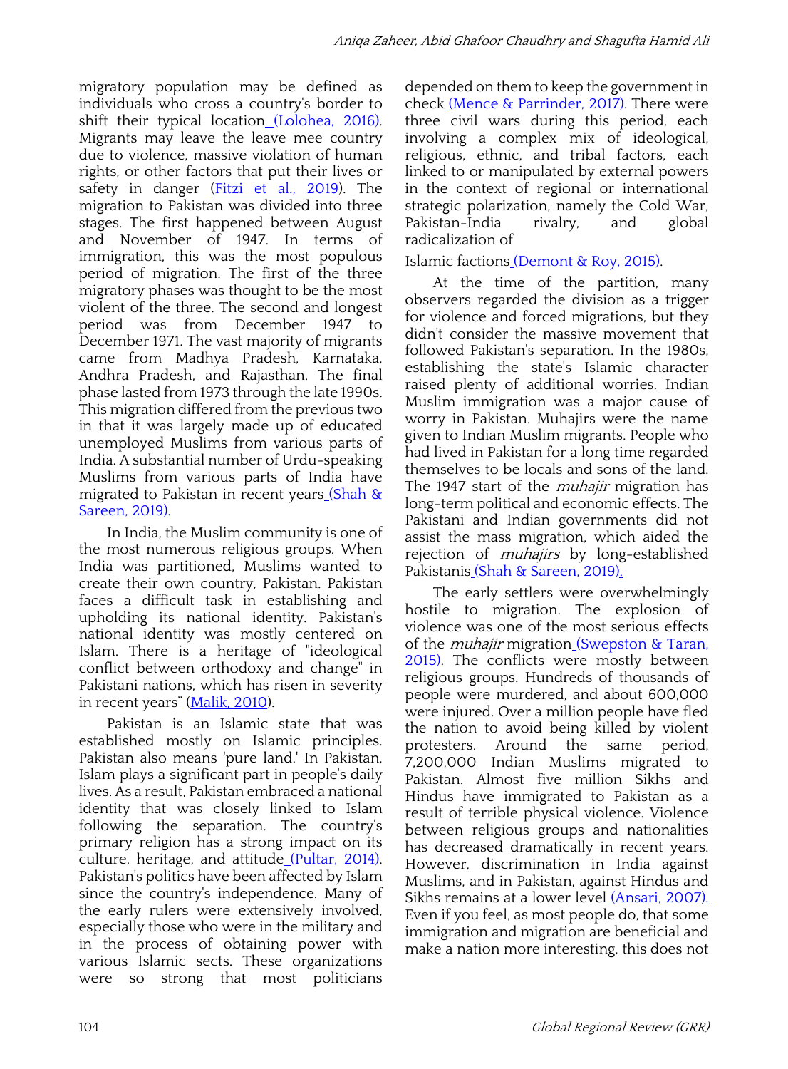migratory population may be defined as individuals who cross a country's border to shift their typical location (Lolohea, 2016). Migrants may leave the leave mee country due to violence, massive violation of human rights, or other factors that put their lives or safety in danger (Fitzi et al., 2019). The migration to Pakistan was divided into three stages. The first happened between August and November of 1947. In terms of immigration, this was the most populous period of migration. The first of the three migratory phases was thought to be the most violent of the three. The second and longest period was from December 1947 to December 1971. The vast majority of migrants came from Madhya Pradesh, Karnataka, Andhra Pradesh, and Rajasthan. The final phase lasted from 1973 through the late 1990s. This migration differed from the previous two in that it was largely made up of educated unemployed Muslims from various parts of India. A substantial number of Urdu-speaking Muslims from various parts of India have migrated to Pakistan in recent years (Shah & Sareen, 2019).

In India, the Muslim community is one of the most numerous religious groups. When India was partitioned, Muslims wanted to create their own country, Pakistan. Pakistan faces a difficult task in establishing and upholding its national identity. Pakistan's national identity was mostly centered on Islam. There is a heritage of "ideological conflict between orthodoxy and change" in Pakistani nations, which has risen in severity in recent years" (Malik, 2010).

Pakistan is an Islamic state that was established mostly on Islamic principles. Pakistan also means 'pure land.' In Pakistan, Islam plays a significant part in people's daily lives. As a result, Pakistan embraced a national identity that was closely linked to Islam following the separation. The country's primary religion has a strong impact on its culture, heritage, and attitude (Pultar, 2014). Pakistan's politics have been affected by Islam since the country's independence. Many of the early rulers were extensively involved, especially those who were in the military and in the process of obtaining power with various Islamic sects. These organizations were so strong that most politicians depended on them to keep the government in check (Mence & Parrinder, 2017). There were three civil wars during this period, each involving a complex mix of ideological, religious, ethnic, and tribal factors, each linked to or manipulated by external powers in the context of regional or international strategic polarization, namely the Cold War, Pakistan-India rivalry, and global radicalization of

Islamic factions (Demont & Roy, 2015).

At the time of the partition, many observers regarded the division as a trigger for violence and forced migrations, but they didn't consider the massive movement that followed Pakistan's separation. In the 1980s, establishing the state's Islamic character raised plenty of additional worries. Indian Muslim immigration was a major cause of worry in Pakistan. Muhajirs were the name given to Indian Muslim migrants. People who had lived in Pakistan for a long time regarded themselves to be locals and sons of the land. The 1947 start of the *muhajir* migration has long-term political and economic effects. The Pakistani and Indian governments did not assist the mass migration, which aided the rejection of *muhajirs* by long-established Pakistanis (Shah & Sareen, 2019).

The early settlers were overwhelmingly hostile to migration. The explosion of violence was one of the most serious effects of the *muhajir* migration (Swepston & Taran, 2015). The conflicts were mostly between religious groups. Hundreds of thousands of people were murdered, and about 600,000 were injured. Over a million people have fled the nation to avoid being killed by violent protesters. Around the same period, 7,200,000 Indian Muslims migrated to Pakistan. Almost five million Sikhs and Hindus have immigrated to Pakistan as a result of terrible physical violence. Violence between religious groups and nationalities has decreased dramatically in recent years. However, discrimination in India against Muslims, and in Pakistan, against Hindus and Sikhs remains at a lower level (Ansari, 2007). Even if you feel, as most people do, that some immigration and migration are beneficial and make a nation more interesting, this does not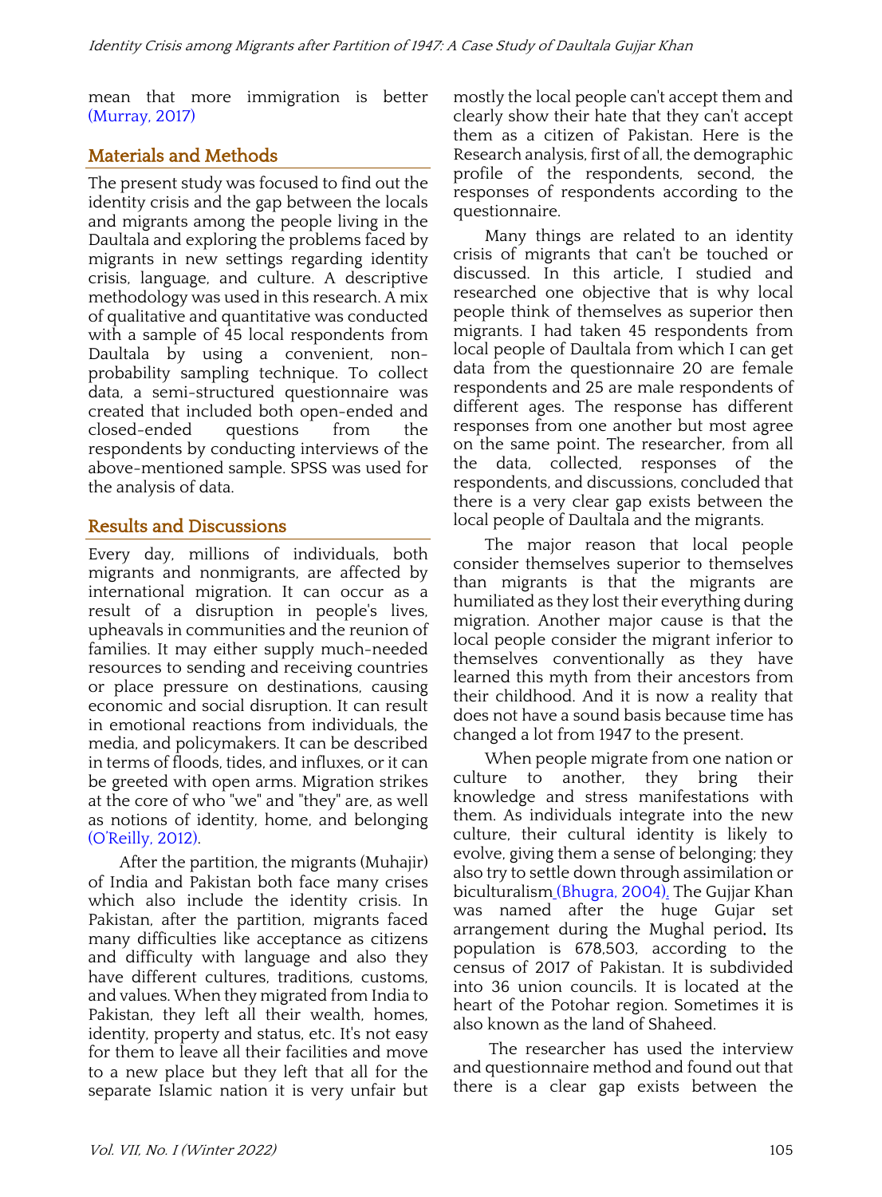mean that more immigration is better (Murray, 2017)

## Materials and Methods

The present study was focused to find out the identity crisis and the gap between the locals and migrants among the people living in the Daultala and exploring the problems faced by migrants in new settings regarding identity crisis, language, and culture. A descriptive methodology was used in this research. A mix of qualitative and quantitative was conducted with a sample of 45 local respondents from Daultala by using a convenient, non-probability sampling technique. To collect data, a semi-structured questionnaire was created that included both open-ended and closed-ended questions from the respondents by conducting interviews of the above-mentioned sample. SPSS was used for the analysis of data.

## Results and Discussions

Every day, millions of individuals, both migrants and nonmigrants, are affected by international migration. It can occur as a result of a disruption in people's lives, upheavals in communities and the reunion of families. It may either supply much-needed resources to sending and receiving countries or place pressure on destinations, causing economic and social disruption. It can result in emotional reactions from individuals, the media, and policymakers. It can be described in terms of floods, tides, and influxes, or it can be greeted with open arms. Migration strikes at the core of who "we" and "they" are, as well as notions of identity, home, and belonging (O'Reilly, 2012).

After the partition, the migrants (Muhajir) of India and Pakistan both face many crises which also include the identity crisis. In Pakistan, after the partition, migrants faced many difficulties like acceptance as citizens and difficulty with language and also they have different cultures, traditions, customs, and values. When they migrated from India to Pakistan, they left all their wealth, homes, identity, property and status, etc. It's not easy for them to leave all their facilities and move to a new place but they left that all for the separate Islamic nation it is very unfair but mostly the local people can't accept them and clearly show their hate that they can't accept them as a citizen of Pakistan. Here is the Research analysis, first of all, the demographic profile of the respondents, second, the responses of respondents according to the questionnaire.

Many things are related to an identity crisis of migrants that can't be touched or discussed. In this article, I studied and researched one objective that is why local people think of themselves as superior then migrants. I had taken 45 respondents from local people of Daultala from which I can get data from the questionnaire 20 are female respondents and 25 are male respondents of different ages. The response has different responses from one another but most agree on the same point. The researcher, from all the data, collected, responses of the respondents, and discussions, concluded that there is a very clear gap exists between the local people of Daultala and the migrants.

The major reason that local people consider themselves superior to themselves than migrants is that the migrants are humiliated as they lost their everything during migration. Another major cause is that the local people consider the migrant inferior to themselves conventionally as they have learned this myth from their ancestors from their childhood. And it is now a reality that does not have a sound basis because time has changed a lot from 1947 to the present.

When people migrate from one nation or culture to another, they bring their knowledge and stress manifestations with them. As individuals integrate into the new culture, their cultural identity is likely to evolve, giving them a sense of belonging; they also try to settle down through assimilation or biculturalism (Bhugra, 2004). The Gujjar Khan was named after the huge Gujar set arrangement during the Mughal period. Its population is 678,503, according to the census of 2017 of Pakistan. It is subdivided into 36 union councils. It is located at the heart of the Potohar region. Sometimes it is also known as the land of Shaheed.

The researcher has used the interview and questionnaire method and found out that there is a clear gap exists between the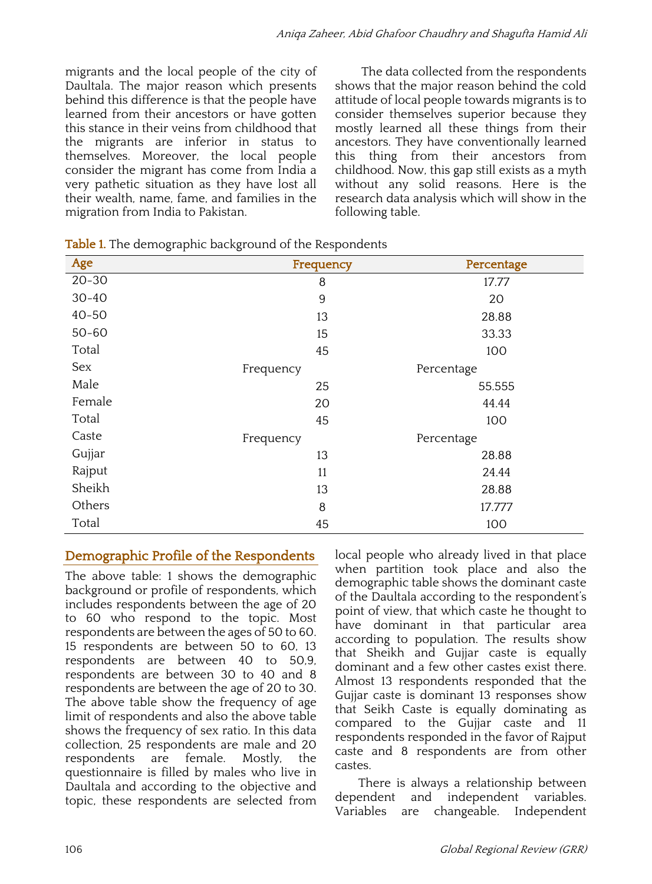migrants and the local people of the city of Daultala. The major reason which presents behind this difference is that the people have learned from their ancestors or have gotten this stance in their veins from childhood that the migrants are inferior in status to themselves. Moreover, the local people consider the migrant has come from India a very pathetic situation as they have lost all their wealth, name, fame, and families in the migration from India to Pakistan.

The data collected from the respondents shows that the major reason behind the cold attitude of local people towards migrants is to consider themselves superior because they mostly learned all these things from their ancestors. They have conventionally learned this thing from their ancestors from childhood. Now, this gap still exists as a myth without any solid reasons. Here is the research data analysis which will show in the following table.

**Table 1.** The demographic background of the Respondents

| Age | Frequency | Percentage |
|---|---|---|
| 20-30 | 8 | 17.77 |
| 30-40 | 9 | 20 |
| 40-50 | 13 | 28.88 |
| 50-60 | 15 | 33.33 |
| Total | 45 | 100 |
| Sex | Frequency | Percentage |
| Male | 25 | 55.555 |
| Female | 20 | 44.44 |
| Total | 45 | 100 |
| Caste | Frequency | Percentage |
| Gujjar | 13 | 28.88 |
| Rajput | 11 | 24.44 |
| Sheikh | 13 | 28.88 |
| Others | 8 | 17.777 |
| Total | 45 | 100 |

## Demographic Profile of the Respondents

The above table: 1 shows the demographic background or profile of respondents, which includes respondents between the age of 20 to 60 who respond to the topic. Most respondents are between the ages of 50 to 60. 15 respondents are between 50 to 60, 13 respondents are between 40 to 50,9, respondents are between 30 to 40 and 8 respondents are between the age of 20 to 30. The above table show the frequency of age limit of respondents and also the above table shows the frequency of sex ratio. In this data collection, 25 respondents are male and 20 respondents are female. Mostly, the questionnaire is filled by males who live in Daultala and according to the objective and topic, these respondents are selected from local people who already lived in that place when partition took place and also the demographic table shows the dominant caste of the Daultala according to the respondent's point of view, that which caste he thought to have dominant in that particular area according to population. The results show that Sheikh and Gujjar caste is equally dominant and a few other castes exist there. Almost 13 respondents responded that the Gujjar caste is dominant 13 responses show that Seikh Caste is equally dominating as compared to the Gujjar caste and 11 respondents responded in the favor of Rajput caste and 8 respondents are from other castes.

There is always a relationship between dependent and independent variables. Variables are changeable. Independent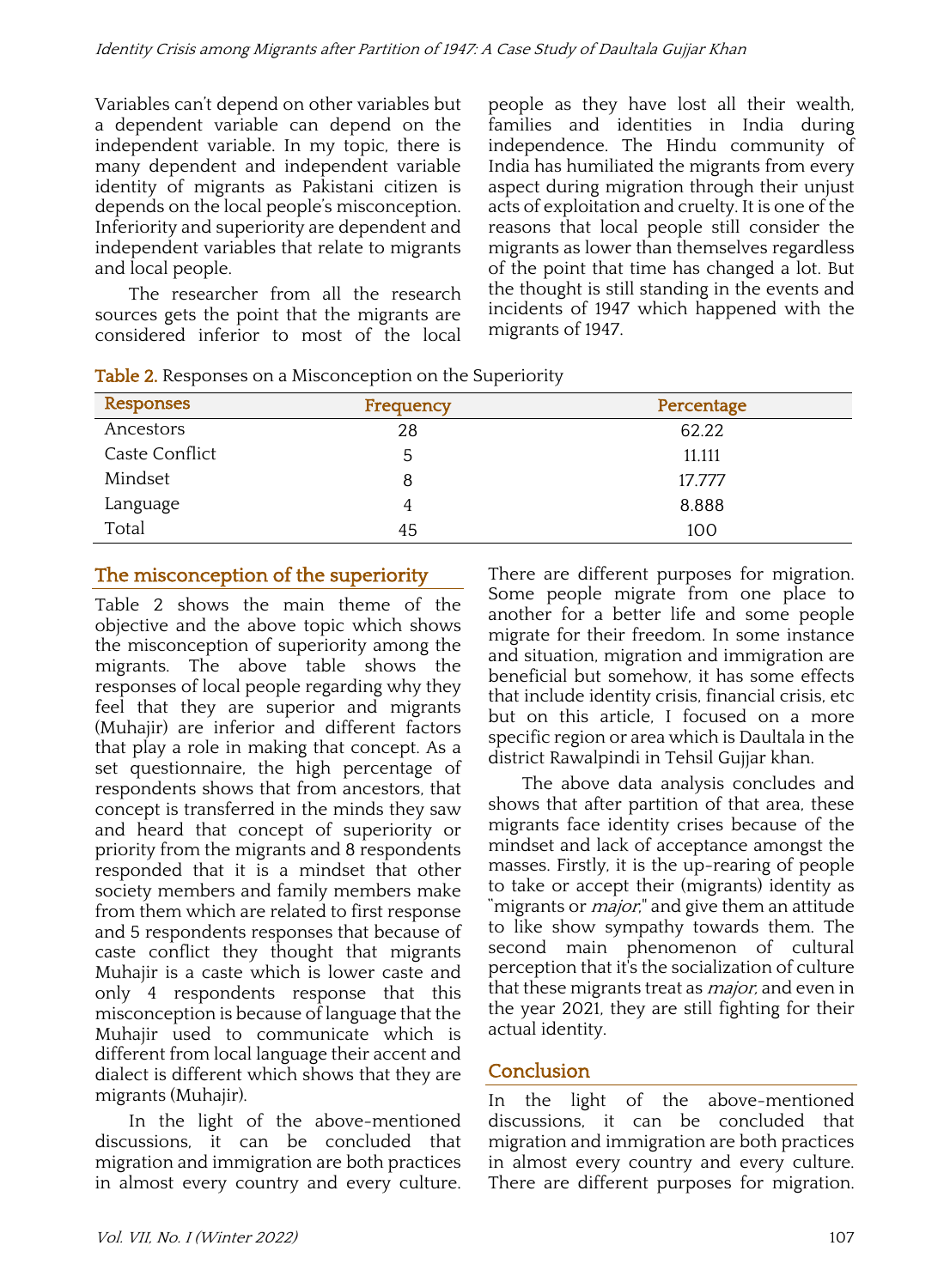Variables can't depend on other variables but a dependent variable can depend on the independent variable. In my topic, there is many dependent and independent variable identity of migrants as Pakistani citizen is depends on the local people's misconception. Inferiority and superiority are dependent and independent variables that relate to migrants and local people.

The researcher from all the research sources gets the point that the migrants are considered inferior to most of the local people as they have lost all their wealth, families and identities in India during independence. The Hindu community of India has humiliated the migrants from every aspect during migration through their unjust acts of exploitation and cruelty. It is one of the reasons that local people still consider the migrants as lower than themselves regardless of the point that time has changed a lot. But the thought is still standing in the events and incidents of 1947 which happened with the migrants of 1947.

**Table 2.** Responses on a Misconception on the Superiority

| Responses | Frequency | Percentage |
|---|---|---|
| Ancestors | 28 | 62.22 |
| Caste Conflict | 5 | 11.111 |
| Mindset | 8 | 17.777 |
| Language | 4 | 8.888 |
| Total | 45 | 100 |

## The misconception of the superiority

Table 2 shows the main theme of the objective and the above topic which shows the misconception of superiority among the migrants. The above table shows the responses of local people regarding why they feel that they are superior and migrants (Muhajir) are inferior and different factors that play a role in making that concept. As a set questionnaire, the high percentage of respondents shows that from ancestors, that concept is transferred in the minds they saw and heard that concept of superiority or priority from the migrants and 8 respondents responded that it is a mindset that other society members and family members make from them which are related to first response and 5 respondents responses that because of caste conflict they thought that migrants Muhajir is a caste which is lower caste and only 4 respondents response that this misconception is because of language that the Muhajir used to communicate which is different from local language their accent and dialect is different which shows that they are migrants (Muhajir).

In the light of the above-mentioned discussions, it can be concluded that migration and immigration are both practices in almost every country and every culture. There are different purposes for migration. Some people migrate from one place to another for a better life and some people migrate for their freedom. In some instance and situation, migration and immigration are beneficial but somehow, it has some effects that include identity crisis, financial crisis, etc but on this article, I focused on a more specific region or area which is Daultala in the district Rawalpindi in Tehsil Gujjar khan.

The above data analysis concludes and shows that after partition of that area, these migrants face identity crises because of the mindset and lack of acceptance amongst the masses. Firstly, it is the up-rearing of people to take or accept their (migrants) identity as "migrants or *major*;" and give them an attitude to like show sympathy towards them. The second main phenomenon of cultural perception that it's the socialization of culture that these migrants treat as *major*, and even in the year 2021, they are still fighting for their actual identity.

## Conclusion

In the light of the above-mentioned discussions, it can be concluded that migration and immigration are both practices in almost every country and every culture. There are different purposes for migration.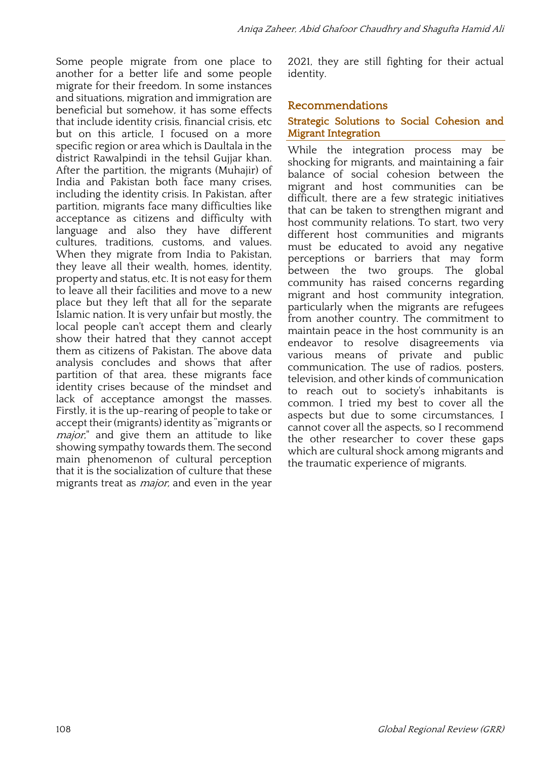Some people migrate from one place to another for a better life and some people migrate for their freedom. In some instances and situations, migration and immigration are beneficial but somehow, it has some effects that include identity crisis, financial crisis, etc but on this article, I focused on a more specific region or area which is Daultala in the district Rawalpindi in the tehsil Gujjar khan. After the partition, the migrants (Muhajir) of India and Pakistan both face many crises, including the identity crisis. In Pakistan, after partition, migrants face many difficulties like acceptance as citizens and difficulty with language and also they have different cultures, traditions, customs, and values. When they migrate from India to Pakistan, they leave all their wealth, homes, identity, property and status, etc. It is not easy for them to leave all their facilities and move to a new place but they left that all for the separate Islamic nation. It is very unfair but mostly, the local people can't accept them and clearly show their hatred that they cannot accept them as citizens of Pakistan. The above data analysis concludes and shows that after partition of that area, these migrants face identity crises because of the mindset and lack of acceptance amongst the masses. Firstly, it is the up-rearing of people to take or accept their (migrants) identity as "migrants or *major*," and give them an attitude to like showing sympathy towards them. The second main phenomenon of cultural perception that it is the socialization of culture that these migrants treat as *major,* and even in the year 2021, they are still fighting for their actual identity.

## Recommendations

### Strategic Solutions to Social Cohesion and Migrant Integration

While the integration process may be shocking for migrants, and maintaining a fair balance of social cohesion between the migrant and host communities can be difficult, there are a few strategic initiatives that can be taken to strengthen migrant and host community relations. To start, two very different host communities and migrants must be educated to avoid any negative perceptions or barriers that may form between the two groups. The global community has raised concerns regarding migrant and host community integration, particularly when the migrants are refugees from another country. The commitment to maintain peace in the host community is an endeavor to resolve disagreements via various means of private and public communication. The use of radios, posters, television, and other kinds of communication to reach out to society's inhabitants is common. I tried my best to cover all the aspects but due to some circumstances, I cannot cover all the aspects, so I recommend the other researcher to cover these gaps which are cultural shock among migrants and the traumatic experience of migrants.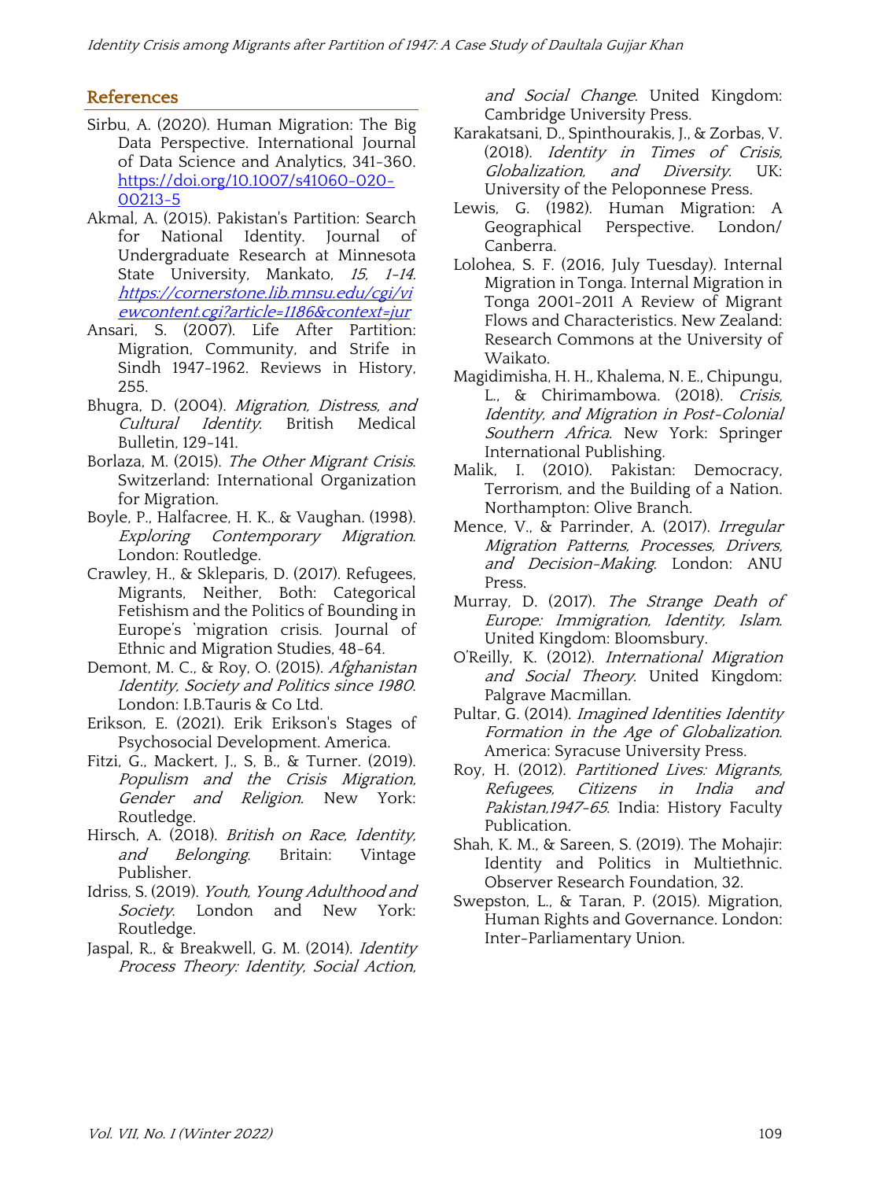## References

Sirbu, A. (2020). Human Migration: The Big Data Perspective. International Journal of Data Science and Analytics, 341-360. https://doi.org/10.1007/s41060-020-00213-5

Akmal, A. (2015). Pakistan's Partition: Search for National Identity. Journal of Undergraduate Research at Minnesota State University, Mankato, *15, 1-14. https://cornerstone.lib.mnsu.edu/cgi/viewcontent.cgi?article=1186&context=jur*

Ansari, S. (2007). Life After Partition: Migration, Community, and Strife in Sindh 1947-1962. Reviews in History, 255.

Bhugra, D. (2004). *Migration, Distress, and Cultural Identity*. British Medical Bulletin, 129-141.

Borlaza, M. (2015). *The Other Migrant Crisis*. Switzerland: International Organization for Migration.

Boyle, P., Halfacree, H. K., & Vaughan. (1998). *Exploring Contemporary Migration*. London: Routledge.

Crawley, H., & Skleparis, D. (2017). Refugees, Migrants, Neither, Both: Categorical Fetishism and the Politics of Bounding in Europe's 'migration crisis. Journal of Ethnic and Migration Studies, 48-64.

Demont, M. C., & Roy, O. (2015). *Afghanistan Identity, Society and Politics since 1980*. London: I.B.Tauris & Co Ltd.

Erikson, E. (2021). Erik Erikson's Stages of Psychosocial Development. America.

Fitzi, G., Mackert, J., S, B., & Turner. (2019). *Populism and the Crisis Migration, Gender and Religion*. New York: Routledge.

Hirsch, A. (2018). *British on Race, Identity, and Belonging*. Britain: Vintage Publisher.

Idriss, S. (2019). *Youth, Young Adulthood and Society*. London and New York: Routledge.

Jaspal, R., & Breakwell, G. M. (2014). *Identity Process Theory: Identity, Social Action, and Social Change*. United Kingdom: Cambridge University Press.

Karakatsani, D., Spinthourakis, J., & Zorbas, V. (2018). *Identity in Times of Crisis, Globalization, and Diversity*. UK: University of the Peloponnese Press.

Lewis, G. (1982). Human Migration: A Geographical Perspective. London/ Canberra.

Lolohea, S. F. (2016, July Tuesday). Internal Migration in Tonga. Internal Migration in Tonga 2001-2011 A Review of Migrant Flows and Characteristics. New Zealand: Research Commons at the University of Waikato.

Magidimisha, H. H., Khalema, N. E., Chipungu, L., & Chirimambowa. (2018). *Crisis, Identity, and Migration in Post-Colonial Southern Africa*. New York: Springer International Publishing.

Malik, I. (2010). Pakistan: Democracy, Terrorism, and the Building of a Nation. Northampton: Olive Branch.

Mence, V., & Parrinder, A. (2017). *Irregular Migration Patterns, Processes, Drivers, and Decision-Making*. London: ANU Press.

Murray, D. (2017). *The Strange Death of Europe: Immigration, Identity, Islam*. United Kingdom: Bloomsbury.

O'Reilly, K. (2012). *International Migration and Social Theory*. United Kingdom: Palgrave Macmillan.

Pultar, G. (2014). *Imagined Identities Identity Formation in the Age of Globalization*. America: Syracuse University Press.

Roy, H. (2012). *Partitioned Lives: Migrants, Refugees, Citizens in India and Pakistan,1947-65*. India: History Faculty Publication.

Shah, K. M., & Sareen, S. (2019). The Mohajir: Identity and Politics in Multiethnic. Observer Research Foundation, 32.

Swepston, L., & Taran, P. (2015). Migration, Human Rights and Governance. London: Inter-Parliamentary Union.